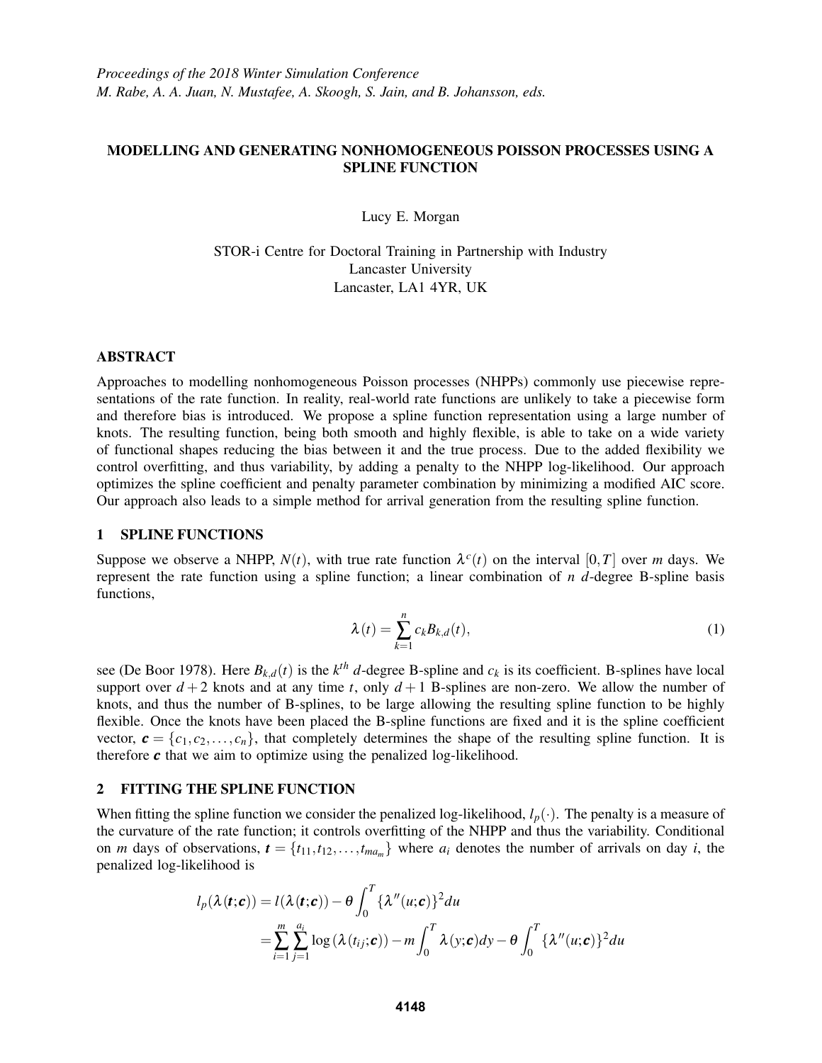# MODELLING AND GENERATING NONHOMOGENEOUS POISSON PROCESSES USING A SPLINE FUNCTION

Lucy E. Morgan

STOR-i Centre for Doctoral Training in Partnership with Industry
Lancaster University
Lancaster, LA1 4YR, UK

## ABSTRACT

Approaches to modelling nonhomogeneous Poisson processes (NHPPs) commonly use piecewise representations of the rate function. In reality, real-world rate functions are unlikely to take a piecewise form and therefore bias is introduced. We propose a spline function representation using a large number of knots. The resulting function, being both smooth and highly flexible, is able to take on a wide variety of functional shapes reducing the bias between it and the true process. Due to the added flexibility we control overfitting, and thus variability, by adding a penalty to the NHPP log-likelihood. Our approach optimizes the spline coefficient and penalty parameter combination by minimizing a modified AIC score. Our approach also leads to a simple method for arrival generation from the resulting spline function.

## 1 SPLINE FUNCTIONS

Suppose we observe a NHPP, $N(t)$, with true rate function $\lambda^c(t)$ on the interval $[0,T]$ over $m$ days. We represent the rate function using a spline function; a linear combination of $n$ $d$-degree B-spline basis functions,

$$\lambda(t) = \sum_{k=1}^{n} c_k B_{k,d}(t), \tag{1}$$

see (De Boor 1978). Here $B_{k,d}(t)$ is the $k^{th}$ $d$-degree B-spline and $c_k$ is its coefficient. B-splines have local support over $d+2$ knots and at any time $t$, only $d+1$ B-splines are non-zero. We allow the number of knots, and thus the number of B-splines, to be large allowing the resulting spline function to be highly flexible. Once the knots have been placed the B-spline functions are fixed and it is the spline coefficient vector, $\boldsymbol{c} = \{c_1, c_2, \ldots, c_n\}$, that completely determines the shape of the resulting spline function. It is therefore $\boldsymbol{c}$ that we aim to optimize using the penalized log-likelihood.

## 2 FITTING THE SPLINE FUNCTION

When fitting the spline function we consider the penalized log-likelihood, $l_p(\cdot)$. The penalty is a measure of the curvature of the rate function; it controls overfitting of the NHPP and thus the variability. Conditional on $m$ days of observations, $\boldsymbol{t} = \{t_{11}, t_{12}, \ldots, t_{ma_m}\}$ where $a_i$ denotes the number of arrivals on day $i$, the penalized log-likelihood is

$$\begin{aligned}
l_p(\lambda(\boldsymbol{t};\boldsymbol{c})) &= l(\lambda(\boldsymbol{t};\boldsymbol{c})) - \theta \int_0^T \{\lambda''(u;\boldsymbol{c})\}^2 du \\
&= \sum_{i=1}^{m} \sum_{j=1}^{a_i} \log\left(\lambda(t_{ij};\boldsymbol{c})\right) - m \int_0^T \lambda(y;\boldsymbol{c}) dy - \theta \int_0^T \{\lambda''(u;\boldsymbol{c})\}^2 du
\end{aligned}$$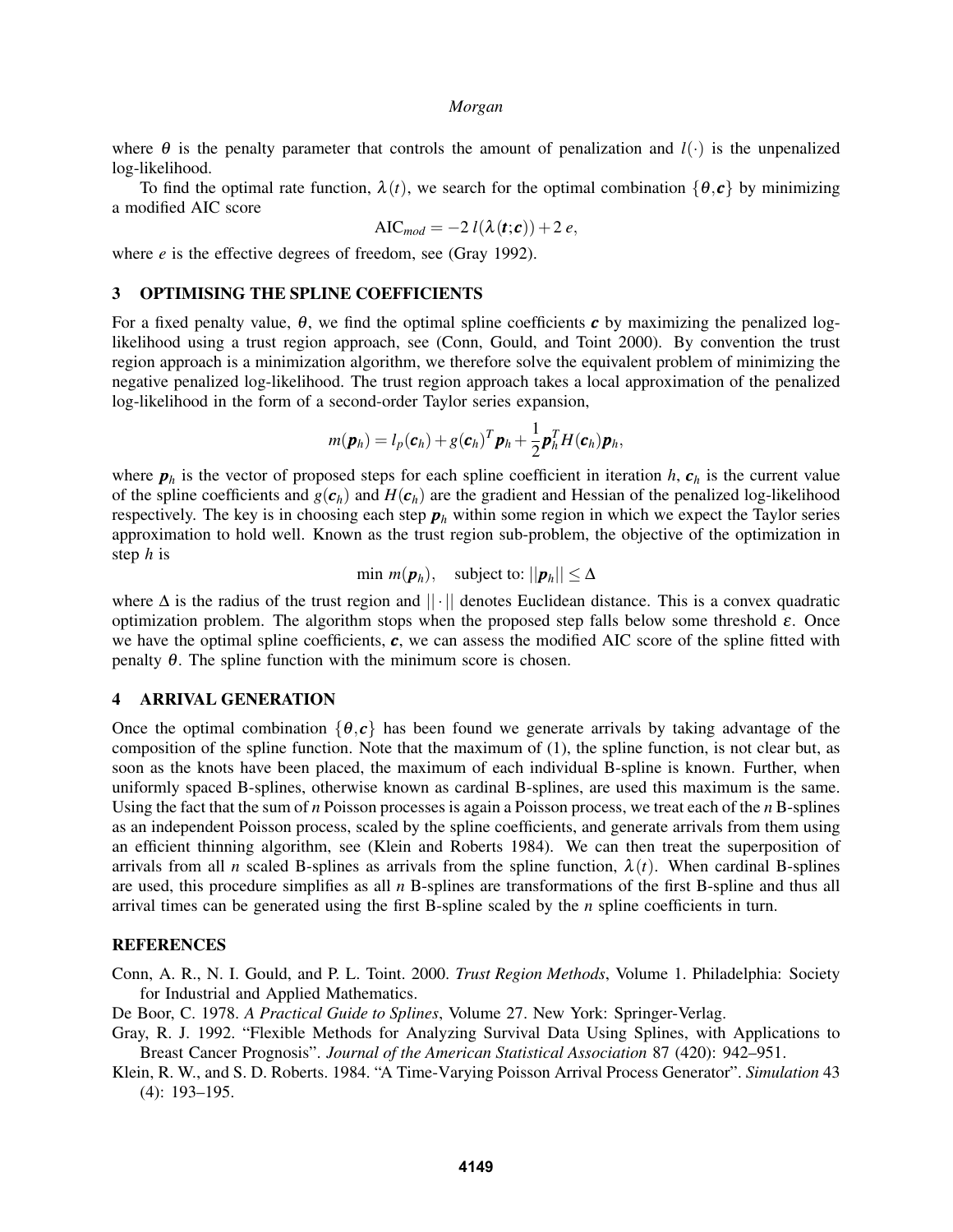where $\theta$ is the penalty parameter that controls the amount of penalization and $l(\cdot)$ is the unpenalized log-likelihood.

To find the optimal rate function, $\lambda(t)$, we search for the optimal combination $\{\theta, \boldsymbol{c}\}$ by minimizing a modified AIC score

$$\text{AIC}_{mod} = -2\, l(\lambda(\boldsymbol{t}; \boldsymbol{c})) + 2\, e,$$

where $e$ is the effective degrees of freedom, see (Gray 1992).

## 3 OPTIMISING THE SPLINE COEFFICIENTS

For a fixed penalty value, $\theta$, we find the optimal spline coefficients $\boldsymbol{c}$ by maximizing the penalized log-likelihood using a trust region approach, see (Conn, Gould, and Toint 2000). By convention the trust region approach is a minimization algorithm, we therefore solve the equivalent problem of minimizing the negative penalized log-likelihood. The trust region approach takes a local approximation of the penalized log-likelihood in the form of a second-order Taylor series expansion,

$$m(\boldsymbol{p}_h) = l_p(\boldsymbol{c}_h) + g(\boldsymbol{c}_h)^T \boldsymbol{p}_h + \frac{1}{2} \boldsymbol{p}_h^T H(\boldsymbol{c}_h) \boldsymbol{p}_h,$$

where $\boldsymbol{p}_h$ is the vector of proposed steps for each spline coefficient in iteration $h$, $\boldsymbol{c}_h$ is the current value of the spline coefficients and $g(\boldsymbol{c}_h)$ and $H(\boldsymbol{c}_h)$ are the gradient and Hessian of the penalized log-likelihood respectively. The key is in choosing each step $\boldsymbol{p}_h$ within some region in which we expect the Taylor series approximation to hold well. Known as the trust region sub-problem, the objective of the optimization in step $h$ is

$$\min\ m(\boldsymbol{p}_h), \quad \text{subject to: } ||\boldsymbol{p}_h|| \leq \Delta$$

where $\Delta$ is the radius of the trust region and $||\cdot||$ denotes Euclidean distance. This is a convex quadratic optimization problem. The algorithm stops when the proposed step falls below some threshold $\varepsilon$. Once we have the optimal spline coefficients, $\boldsymbol{c}$, we can assess the modified AIC score of the spline fitted with penalty $\theta$. The spline function with the minimum score is chosen.

## 4 ARRIVAL GENERATION

Once the optimal combination $\{\theta, \boldsymbol{c}\}$ has been found we generate arrivals by taking advantage of the composition of the spline function. Note that the maximum of (1), the spline function, is not clear but, as soon as the knots have been placed, the maximum of each individual B-spline is known. Further, when uniformly spaced B-splines, otherwise known as cardinal B-splines, are used this maximum is the same. Using the fact that the sum of $n$ Poisson processes is again a Poisson process, we treat each of the $n$ B-splines as an independent Poisson process, scaled by the spline coefficients, and generate arrivals from them using an efficient thinning algorithm, see (Klein and Roberts 1984). We can then treat the superposition of arrivals from all $n$ scaled B-splines as arrivals from the spline function, $\lambda(t)$. When cardinal B-splines are used, this procedure simplifies as all $n$ B-splines are transformations of the first B-spline and thus all arrival times can be generated using the first B-spline scaled by the $n$ spline coefficients in turn.

## REFERENCES

Conn, A. R., N. I. Gould, and P. L. Toint. 2000. *Trust Region Methods*, Volume 1. Philadelphia: Society for Industrial and Applied Mathematics.

De Boor, C. 1978. *A Practical Guide to Splines*, Volume 27. New York: Springer-Verlag.

Gray, R. J. 1992. "Flexible Methods for Analyzing Survival Data Using Splines, with Applications to Breast Cancer Prognosis". *Journal of the American Statistical Association* 87 (420): 942–951.

Klein, R. W., and S. D. Roberts. 1984. "A Time-Varying Poisson Arrival Process Generator". *Simulation* 43 (4): 193–195.